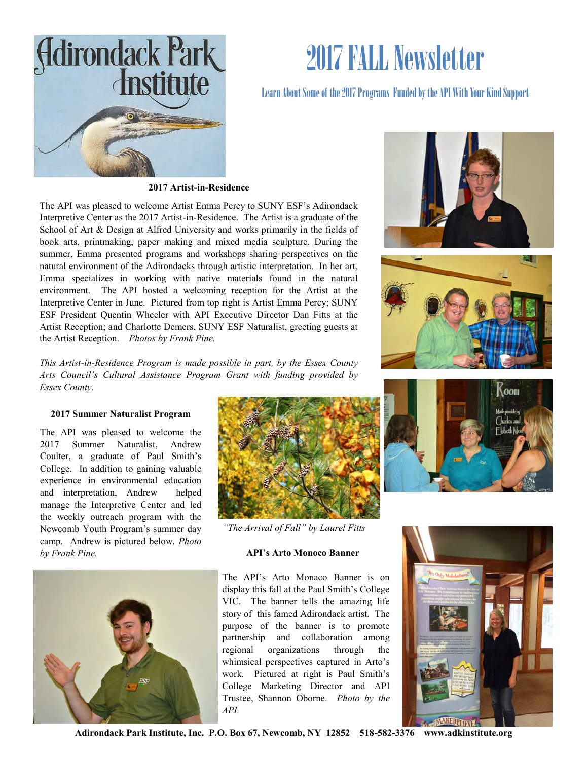# 2017 FALL Newsletter

Learn About Some of the 2017 Programs Funded by the API With Your Kind Support

### 2017 Artist-in-Residence

The API was pleased to welcome Artist Emma Percy to SUNY ESF's Adirondack Interpretive Center as the 2017 Artist-in-Residence. The Artist is a graduate of the School of Art & Design at Alfred University and works primarily in the fields of book arts, printmaking, paper making and mixed media sculpture. During the summer, Emma presented programs and workshops sharing perspectives on the natural environment of the Adirondacks through artistic interpretation. In her art, Emma specializes in working with native materials found in the natural environment. The API hosted a welcoming reception for the Artist at the Interpretive Center in June. Pictured from top right is Artist Emma Percy; SUNY ESF President Quentin Wheeler with API Executive Director Dan Fitts at the Artist Reception; and Charlotte Demers, SUNY ESF Naturalist, greeting guests at the Artist Reception. *Photos by Frank Pine.*

*This Artist-in-Residence Program is made possible in part, by the Essex County Arts Council's Cultural Assistance Program Grant with funding provided by Essex County.*

### 2017 Summer Naturalist Program

The API was pleased to welcome the 2017 Summer Naturalist, Andrew Coulter, a graduate of Paul Smith's College. In addition to gaining valuable experience in environmental education and interpretation, Andrew helped manage the Interpretive Center and led the weekly outreach program with the Newcomb Youth Program's summer day camp. Andrew is pictured below. *Photo by Frank Pine.*

*"The Arrival of Fall" by Laurel Fitts*

### API's Arto Monoco Banner

The API's Arto Monaco Banner is on display this fall at the Paul Smith's College VIC. The banner tells the amazing life story of this famed Adirondack artist. The purpose of the banner is to promote partnership and collaboration among regional organizations through the whimsical perspectives captured in Arto's work. Pictured at right is Paul Smith's College Marketing Director and API Trustee, Shannon Oborne. *Photo by the API.*

**Adirondack Park Institute, Inc. P.O. Box 67, Newcomb, NY 12852 518-582-3376 www.adkinstitute.org**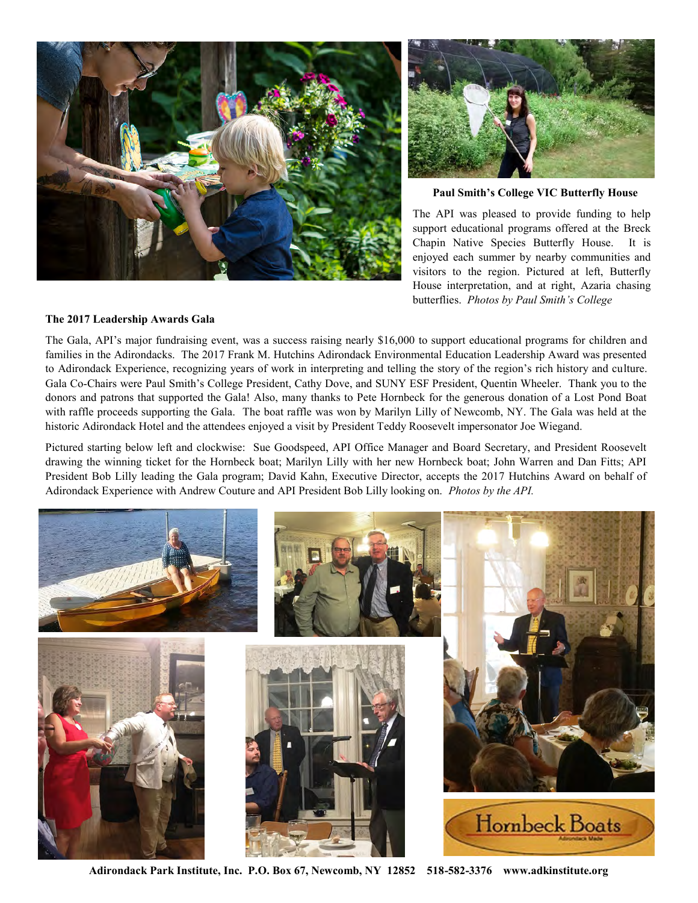**Paul Smith's College VIC Butterfly House**

The API was pleased to provide funding to help support educational programs offered at the Breck Chapin Native Species Butterfly House. It is enjoyed each summer by nearby communities and visitors to the region. Pictured at left, Butterfly House interpretation, and at right, Azaria chasing butterflies. *Photos by Paul Smith's College*

**The 2017 Leadership Awards Gala**

The Gala, API's major fundraising event, was a success raising nearly $16,000 to support educational programs for children and families in the Adirondacks. The 2017 Frank M. Hutchins Adirondack Environmental Education Leadership Award was presented to Adirondack Experience, recognizing years of work in interpreting and telling the story of the region's rich history and culture. Gala Co-Chairs were Paul Smith's College President, Cathy Dove, and SUNY ESF President, Quentin Wheeler. Thank you to the donors and patrons that supported the Gala! Also, many thanks to Pete Hornbeck for the generous donation of a Lost Pond Boat with raffle proceeds supporting the Gala. The boat raffle was won by Marilyn Lilly of Newcomb, NY. The Gala was held at the historic Adirondack Hotel and the attendees enjoyed a visit by President Teddy Roosevelt impersonator Joe Wiegand.

Pictured starting below left and clockwise: Sue Goodspeed, API Office Manager and Board Secretary, and President Roosevelt drawing the winning ticket for the Hornbeck boat; Marilyn Lilly with her new Hornbeck boat; John Warren and Dan Fitts; API President Bob Lilly leading the Gala program; David Kahn, Executive Director, accepts the 2017 Hutchins Award on behalf of Adirondack Experience with Andrew Couture and API President Bob Lilly looking on. *Photos by the API.*

Hornbeck Boats

Adirondack Made

**Adirondack Park Institute, Inc. P.O. Box 67, Newcomb, NY 12852 518-582-3376 www.adkinstitute.org**